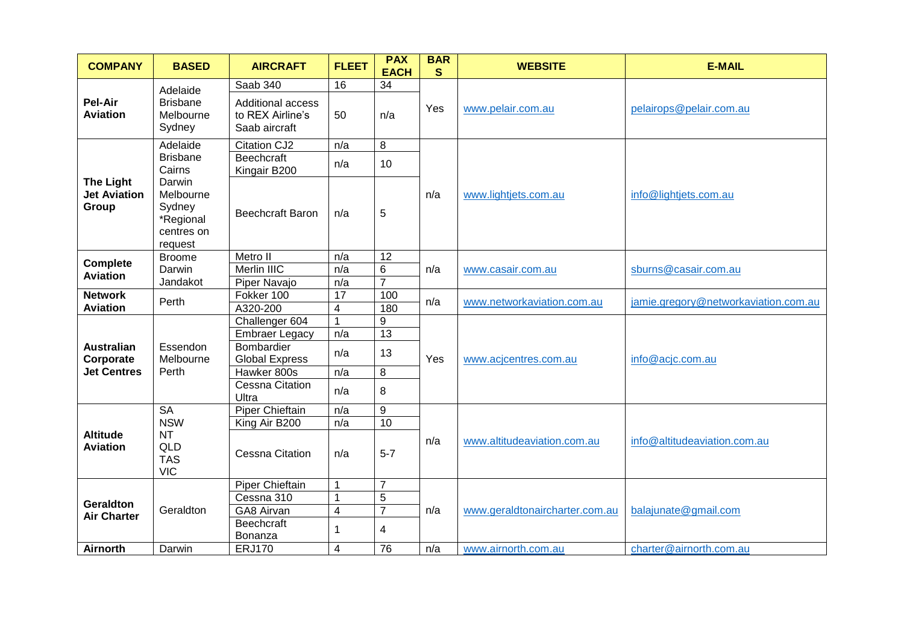| COMPANY | BASED | AIRCRAFT | FLEET | PAX EACH | BARS | WEBSITE | E-MAIL |
| --- | --- | --- | --- | --- | --- | --- | --- |
| **Pel-Air Aviation** | Adelaide Brisbane Melbourne Sydney | Saab 340 | 16 | 34 | Yes | www.pelair.com.au | pelairops@pelair.com.au |
| | | Additional access to REX Airline's Saab aircraft | 50 | n/a | | | |
| **The Light Jet Aviation Group** | Adelaide Brisbane Cairns Darwin Melbourne Sydney *Regional centres on request | Citation CJ2 | n/a | 8 | n/a | www.lightjets.com.au | info@lightjets.com.au |
| | | Beechcraft Kingair B200 | n/a | 10 | | | |
| | | Beechcraft Baron | n/a | 5 | | | |
| **Complete Aviation** | Broome Darwin Jandakot | Metro II | n/a | 12 | n/a | www.casair.com.au | sburns@casair.com.au |
| | | Merlin IIIC | n/a | 6 | | | |
| | | Piper Navajo | n/a | 7 | | | |
| **Network Aviation** | Perth | Fokker 100 | 17 | 100 | n/a | www.networkaviation.com.au | jamie.gregory@networkaviation.com.au |
| | | A320-200 | 4 | 180 | | | |
| **Australian Corporate Jet Centres** | Essendon Melbourne Perth | Challenger 604 | 1 | 9 | Yes | www.acjcentres.com.au | info@acjc.com.au |
| | | Embraer Legacy | n/a | 13 | | | |
| | | Bombardier Global Express | n/a | 13 | | | |
| | | Hawker 800s | n/a | 8 | | | |
| | | Cessna Citation Ultra | n/a | 8 | | | |
| **Altitude Aviation** | SA NSW NT QLD TAS VIC | Piper Chieftain | n/a | 9 | n/a | www.altitudeaviation.com.au | info@altitudeaviation.com.au |
| | | King Air B200 | n/a | 10 | | | |
| | | Cessna Citation | n/a | 5-7 | | | |
| **Geraldton Air Charter** | Geraldton | Piper Chieftain | 1 | 7 | n/a | www.geraldtonaircharter.com.au | balajunate@gmail.com |
| | | Cessna 310 | 1 | 5 | | | |
| | | GA8 Airvan | 4 | 7 | | | |
| | | Beechcraft Bonanza | 1 | 4 | | | |
| **Airnorth** | Darwin | ERJ170 | 4 | 76 | n/a | www.airnorth.com.au | charter@airnorth.com.au |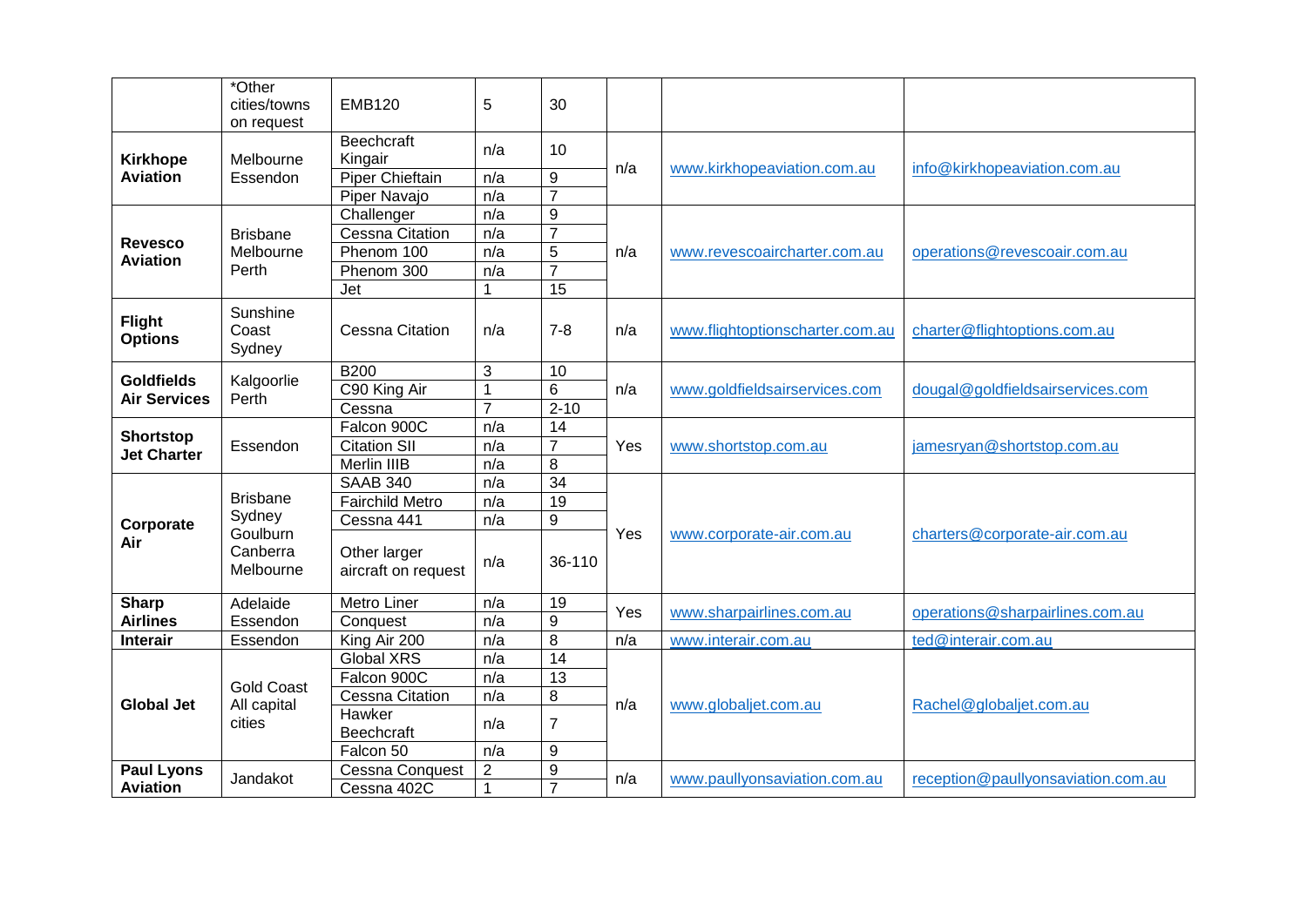| | | | | | | | |
|---|---|---|---|---|---|---|---|
| | *Other cities/towns on request | EMB120 | 5 | 30 | | | |
| **Kirkhope Aviation** | Melbourne Essendon | Beechcraft Kingair | n/a | 10 | n/a | www.kirkhopeaviation.com.au | info@kirkhopeaviation.com.au |
| | | Piper Chieftain | n/a | 9 | | | |
| | | Piper Navajo | n/a | 7 | | | |
| **Revesco Aviation** | Brisbane Melbourne Perth | Challenger | n/a | 9 | n/a | www.revescoaircharter.com.au | operations@revescoair.com.au |
| | | Cessna Citation | n/a | 7 | | | |
| | | Phenom 100 | n/a | 5 | | | |
| | | Phenom 300 | n/a | 7 | | | |
| | | Jet | 1 | 15 | | | |
| **Flight Options** | Sunshine Coast Sydney | Cessna Citation | n/a | 7-8 | n/a | www.flightoptionscharter.com.au | charter@flightoptions.com.au |
| **Goldfields Air Services** | Kalgoorlie Perth | B200 | 3 | 10 | n/a | www.goldfieldsairservices.com | dougal@goldfieldsairservices.com |
| | | C90 King Air | 1 | 6 | | | |
| | | Cessna | 7 | 2-10 | | | |
| **Shortstop Jet Charter** | Essendon | Falcon 900C | n/a | 14 | Yes | www.shortstop.com.au | jamesryan@shortstop.com.au |
| | | Citation SII | n/a | 7 | | | |
| | | Merlin IIIB | n/a | 8 | | | |
| **Corporate Air** | Brisbane Sydney Goulburn Canberra Melbourne | SAAB 340 | n/a | 34 | Yes | www.corporate-air.com.au | charters@corporate-air.com.au |
| | | Fairchild Metro | n/a | 19 | | | |
| | | Cessna 441 | n/a | 9 | | | |
| | | Other larger aircraft on request | n/a | 36-110 | | | |
| **Sharp Airlines** | Adelaide Essendon | Metro Liner | n/a | 19 | Yes | www.sharpairlines.com.au | operations@sharpairlines.com.au |
| | | Conquest | n/a | 9 | | | |
| **Interair** | Essendon | King Air 200 | n/a | 8 | n/a | www.interair.com.au | ted@interair.com.au |
| **Global Jet** | Gold Coast All capital cities | Global XRS | n/a | 14 | n/a | www.globaljet.com.au | Rachel@globaljet.com.au |
| | | Falcon 900C | n/a | 13 | | | |
| | | Cessna Citation | n/a | 8 | | | |
| | | Hawker Beechcraft | n/a | 7 | | | |
| | | Falcon 50 | n/a | 9 | | | |
| **Paul Lyons Aviation** | Jandakot | Cessna Conquest | 2 | 9 | n/a | www.paullyonsaviation.com.au | reception@paullyonsaviation.com.au |
| | | Cessna 402C | 1 | 7 | | | |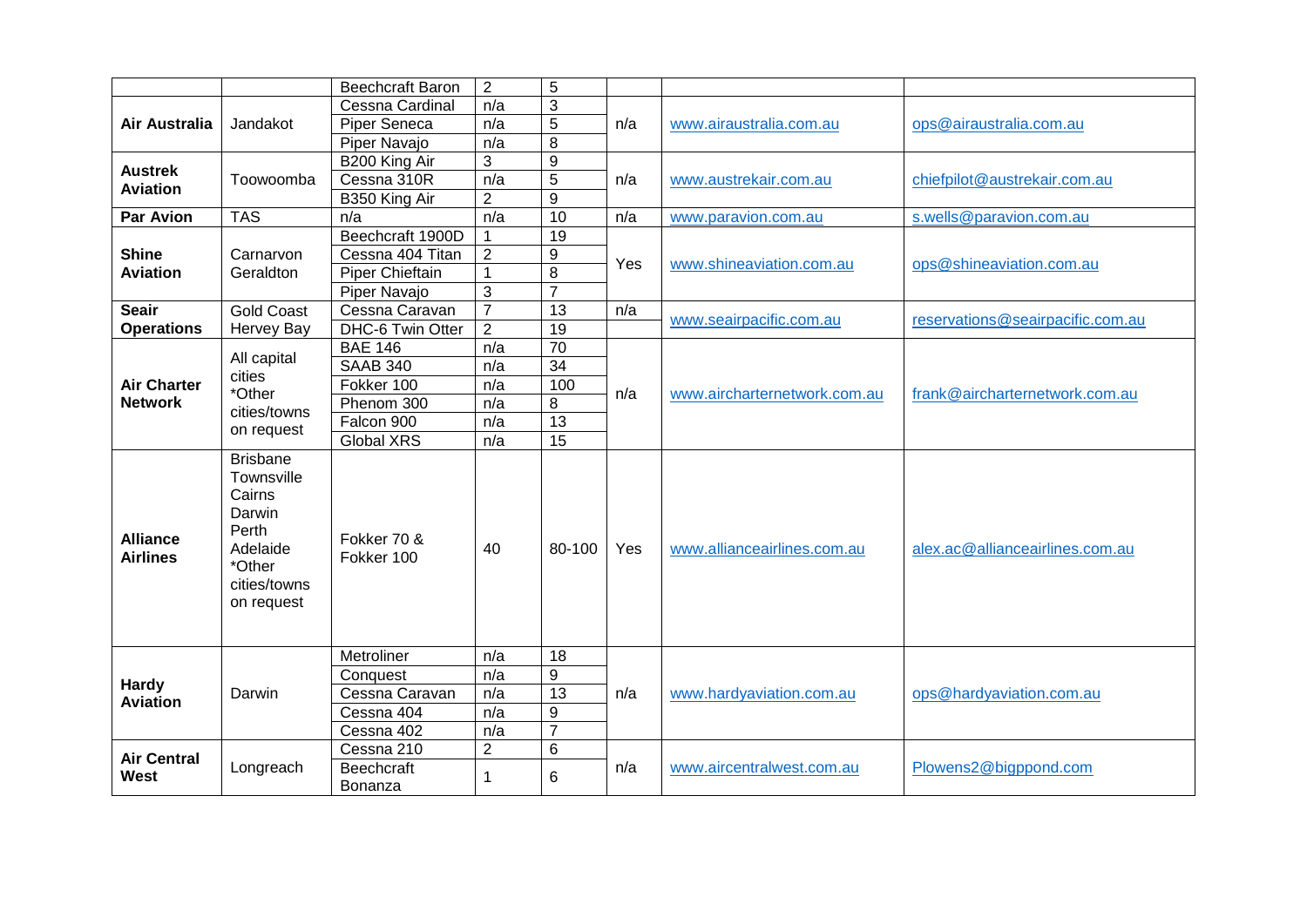| | | | | | | | |
|---|---|---|---|---|---|---|---|
| | | Beechcraft Baron | 2 | 5 | | | |
| **Air Australia** | Jandakot | Cessna Cardinal | n/a | 3 | n/a | www.airaustralia.com.au | ops@airaustralia.com.au |
| | | Piper Seneca | n/a | 5 | | | |
| | | Piper Navajo | n/a | 8 | | | |
| **Austrek Aviation** | Toowoomba | B200 King Air | 3 | 9 | n/a | www.austrekair.com.au | chiefpilot@austrekair.com.au |
| | | Cessna 310R | n/a | 5 | | | |
| | | B350 King Air | 2 | 9 | | | |
| **Par Avion** | TAS | n/a | n/a | 10 | n/a | www.paravion.com.au | s.wells@paravion.com.au |
| **Shine Aviation** | Carnarvon Geraldton | Beechcraft 1900D | 1 | 19 | Yes | www.shineaviation.com.au | ops@shineaviation.com.au |
| | | Cessna 404 Titan | 2 | 9 | | | |
| | | Piper Chieftain | 1 | 8 | | | |
| | | Piper Navajo | 3 | 7 | | | |
| **Seair Operations** | Gold Coast Hervey Bay | Cessna Caravan | 7 | 13 | n/a | www.seairpacific.com.au | reservations@seairpacific.com.au |
| | | DHC-6 Twin Otter | 2 | 19 | | | |
| **Air Charter Network** | All capital cities *Other cities/towns on request | BAE 146 | n/a | 70 | n/a | www.aircharternetwork.com.au | frank@aircharternetwork.com.au |
| | | SAAB 340 | n/a | 34 | | | |
| | | Fokker 100 | n/a | 100 | | | |
| | | Phenom 300 | n/a | 8 | | | |
| | | Falcon 900 | n/a | 13 | | | |
| | | Global XRS | n/a | 15 | | | |
| **Alliance Airlines** | Brisbane Townsville Cairns Darwin Perth Adelaide *Other cities/towns on request | Fokker 70 & Fokker 100 | 40 | 80-100 | Yes | www.allianceairlines.com.au | alex.ac@allianceairlines.com.au |
| **Hardy Aviation** | Darwin | Metroliner | n/a | 18 | n/a | www.hardyaviation.com.au | ops@hardyaviation.com.au |
| | | Conquest | n/a | 9 | | | |
| | | Cessna Caravan | n/a | 13 | | | |
| | | Cessna 404 | n/a | 9 | | | |
| | | Cessna 402 | n/a | 7 | | | |
| **Air Central West** | Longreach | Cessna 210 | 2 | 6 | n/a | www.aircentralwest.com.au | Plowens2@bigppond.com |
| | | Beechcraft Bonanza | 1 | 6 | | | |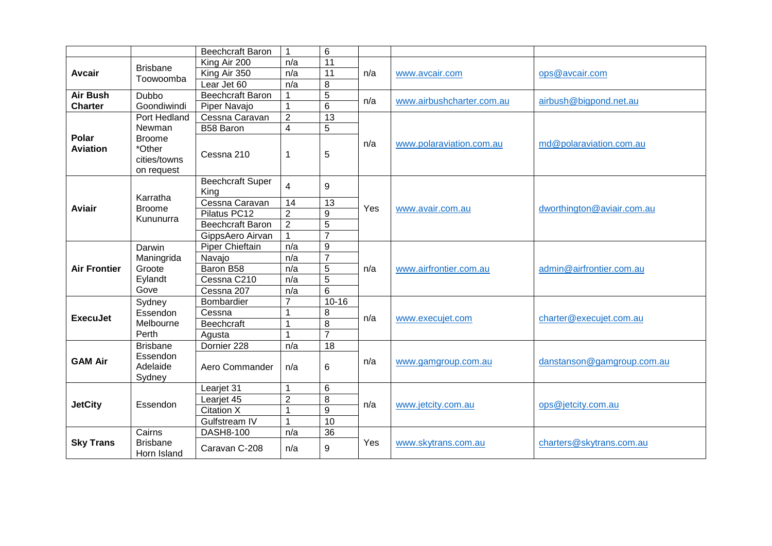| | | | | | | | |
|---|---|---|---|---|---|---|---|
| | | Beechcraft Baron | 1 | 6 | | | |
| **Avcair** | Brisbane Toowoomba | King Air 200 | n/a | 11 | n/a | www.avcair.com | ops@avcair.com |
| | | King Air 350 | n/a | 11 | | | |
| | | Lear Jet 60 | n/a | 8 | | | |
| **Air Bush Charter** | Dubbo Goondiwindi | Beechcraft Baron | 1 | 5 | n/a | www.airbushcharter.com.au | airbush@bigpond.net.au |
| | | Piper Navajo | 1 | 6 | | | |
| **Polar Aviation** | Port Hedland Newman Broome *Other cities/towns on request | Cessna Caravan | 2 | 13 | n/a | www.polaraviation.com.au | md@polaraviation.com.au |
| | | B58 Baron | 4 | 5 | | | |
| | | Cessna 210 | 1 | 5 | | | |
| **Aviair** | Karratha Broome Kununurra | Beechcraft Super King | 4 | 9 | Yes | www.avair.com.au | dworthington@aviair.com.au |
| | | Cessna Caravan | 14 | 13 | | | |
| | | Pilatus PC12 | 2 | 9 | | | |
| | | Beechcraft Baron | 2 | 5 | | | |
| | | GippsAero Airvan | 1 | 7 | | | |
| **Air Frontier** | Darwin Maningrida Groote Eylandt Gove | Piper Chieftain | n/a | 9 | n/a | www.airfrontier.com.au | admin@airfrontier.com.au |
| | | Navajo | n/a | 7 | | | |
| | | Baron B58 | n/a | 5 | | | |
| | | Cessna C210 | n/a | 5 | | | |
| | | Cessna 207 | n/a | 6 | | | |
| **ExecuJet** | Sydney Essendon Melbourne Perth | Bombardier | 7 | 10-16 | n/a | www.execujet.com | charter@execujet.com.au |
| | | Cessna | 1 | 8 | | | |
| | | Beechcraft | 1 | 8 | | | |
| | | Agusta | 1 | 7 | | | |
| **GAM Air** | Brisbane Essendon Adelaide Sydney | Dornier 228 | n/a | 18 | n/a | www.gamgroup.com.au | danstanson@gamgroup.com.au |
| | | Aero Commander | n/a | 6 | | | |
| **JetCity** | Essendon | Learjet 31 | 1 | 6 | n/a | www.jetcity.com.au | ops@jetcity.com.au |
| | | Learjet 45 | 2 | 8 | | | |
| | | Citation X | 1 | 9 | | | |
| | | Gulfstream IV | 1 | 10 | | | |
| **Sky Trans** | Cairns Brisbane Horn Island | DASH8-100 | n/a | 36 | Yes | www.skytrans.com.au | charters@skytrans.com.au |
| | | Caravan C-208 | n/a | 9 | | | |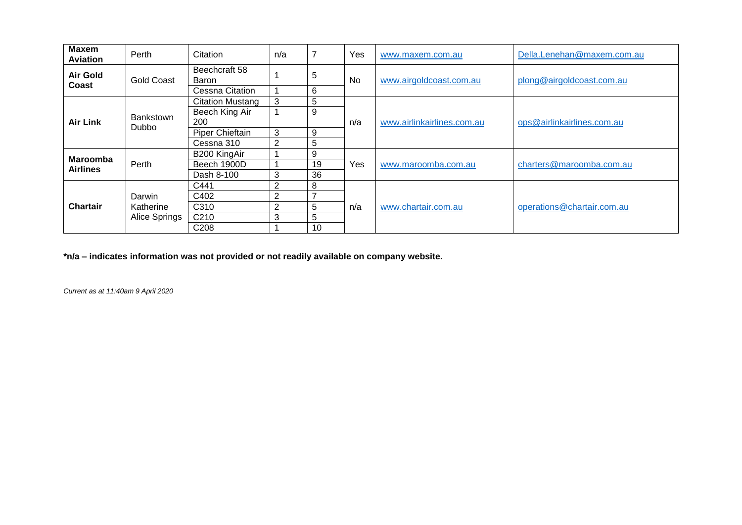| | | | | | | | |
|---|---|---|---|---|---|---|---|
| **Maxem Aviation** | Perth | Citation | n/a | 7 | Yes | www.maxem.com.au | Della.Lenehan@maxem.com.au |
| **Air Gold Coast** | Gold Coast | Beechcraft 58 Baron | 1 | 5 | No | www.airgoldcoast.com.au | plong@airgoldcoast.com.au |
| | | Cessna Citation | 1 | 6 | | | |
| **Air Link** | Bankstown Dubbo | Citation Mustang | 3 | 5 | n/a | www.airlinkairlines.com.au | ops@airlinkairlines.com.au |
| | | Beech King Air 200 | 1 | 9 | | | |
| | | Piper Chieftain | 3 | 9 | | | |
| | | Cessna 310 | 2 | 5 | | | |
| **Maroomba Airlines** | Perth | B200 KingAir | 1 | 9 | Yes | www.maroomba.com.au | charters@maroomba.com.au |
| | | Beech 1900D | 1 | 19 | | | |
| | | Dash 8-100 | 3 | 36 | | | |
| **Chartair** | Darwin Katherine Alice Springs | C441 | 2 | 8 | n/a | www.chartair.com.au | operations@chartair.com.au |
| | | C402 | 2 | 7 | | | |
| | | C310 | 2 | 5 | | | |
| | | C210 | 3 | 5 | | | |
| | | C208 | 1 | 10 | | | |

**\*n/a – indicates information was not provided or not readily available on company website.**

*Current as at 11:40am 9 April 2020*